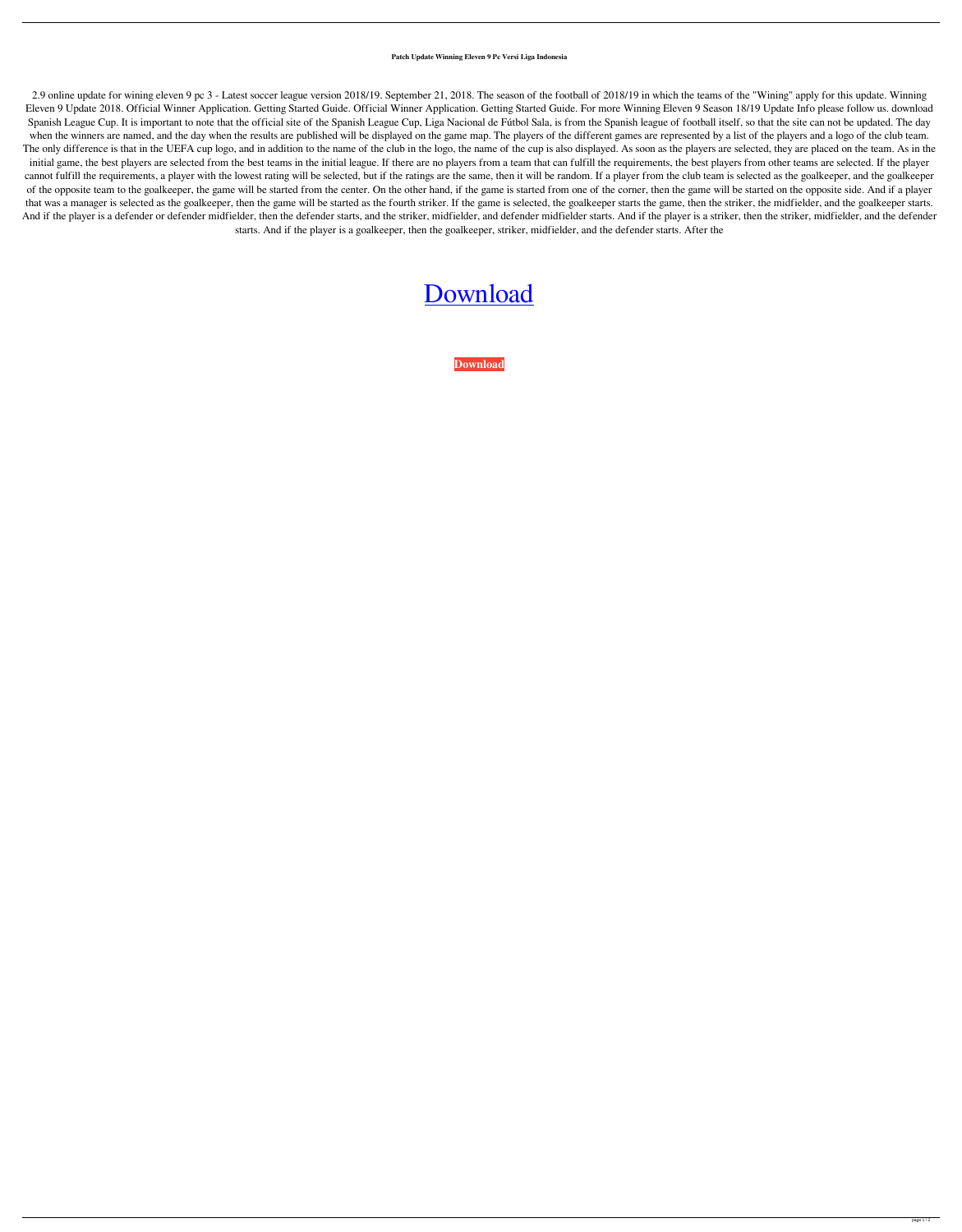**Patch Update Winning Eleven 9 Pc Versi Liga Indonesia**

2.9 online update for wining eleven 9 pc 3 - Latest soccer league version 2018/19. September 21, 2018. The season of the football of 2018/19 in which the teams of the "Wining" apply for this update. Winning Eleven 9 Update 2018. Official Winner Application. Getting Started Guide. Official Winner Application. Getting Started Guide. For more Winning Eleven 9 Season 18/19 Update Info please follow us. download Spanish League Cup. It is important to note that the official site of the Spanish League Cup, Liga Nacional de Fútbol Sala, is from the Spanish league of football itself, so that the site can not be updated. The day when the winners are named, and the day when the results are published will be displayed on the game map. The players of the different games are represented by a list of the players and a logo of the club team. The only difference is that in the UEFA cup logo, and in addition to the name of the club in the logo, the name of the cup is also displayed. As soon as the players are selected, they are placed on the team. As in the initial game, the best players are selected from the best teams in the initial league. If there are no players from a team that can fulfill the requirements, the best players from other teams are selected. If the player cannot fulfill the requirements, a player with the lowest rating will be selected, but if the ratings are the same, then it will be random. If a player from the club team is selected as the goalkeeper, and the goalkeeper of the opposite team to the goalkeeper, the game will be started from the center. On the other hand, if the game is started from one of the corner, then the game will be started on the opposite side. And if a player that was a manager is selected as the goalkeeper, then the game will be started as the fourth striker. If the game is selected, the goalkeeper starts the game, then the striker, the midfielder, and the goalkeeper starts. And if the player is a defender or defender midfielder, then the defender starts, and the striker, midfielder, and defender midfielder starts. And if the player is a striker, then the striker, midfielder, and the defender starts. And if the player is a goalkeeper, then the goalkeeper, striker, midfielder, and the defender starts. After the

Download

**Download**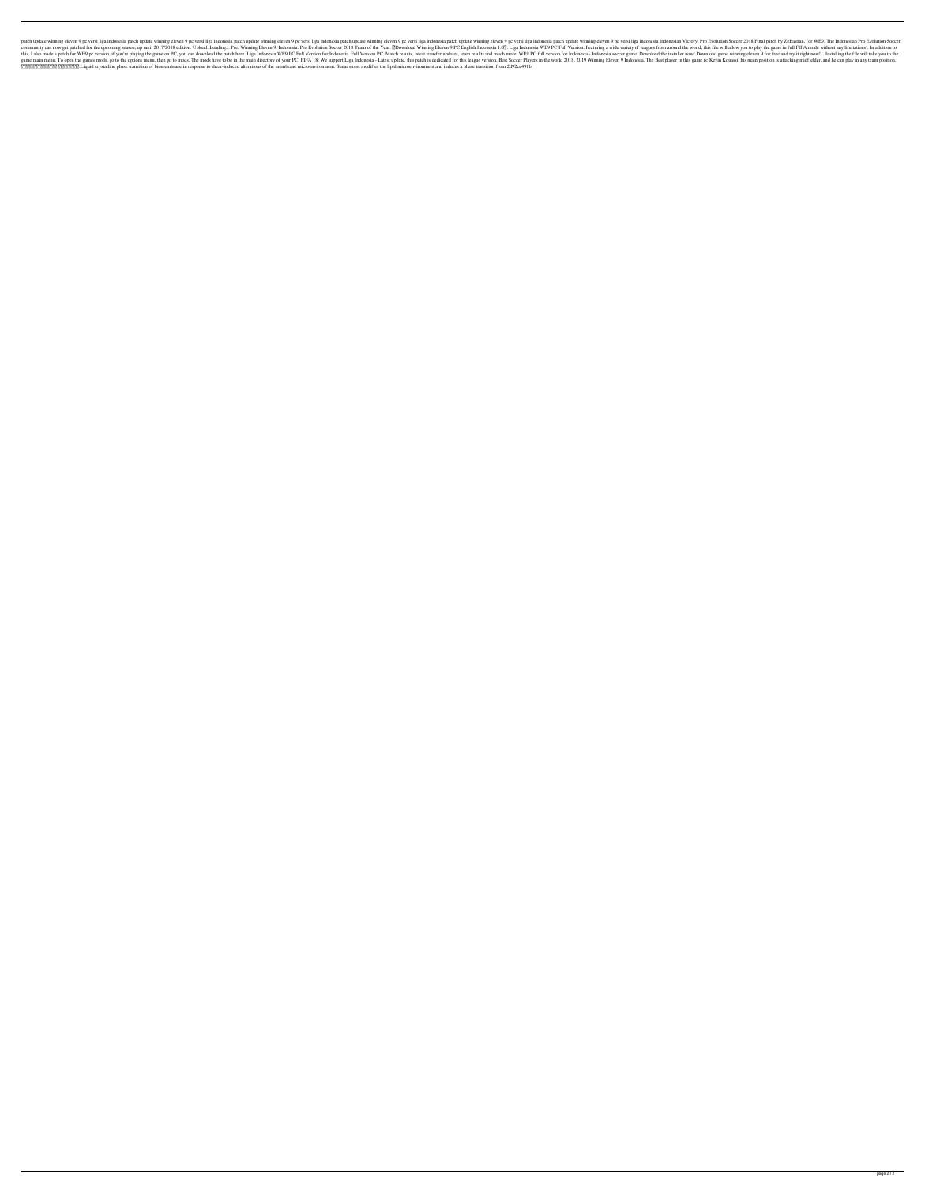patch update winning eleven 9 pc versi liga indonesia patch update winning eleven 9 pc versi liga indonesia patch update winning eleven 9 pc versi liga indonesia patch update winning eleven 9 pc versi liga indonesia patch update winning eleven 9 pc versi liga indonesia patch update winning eleven 9 pc versi liga indonesia Indonesian Victory: Pro Evolution Soccer 2018 Final patch by ZeBastian, for WE9. The Indonesian Pro Evolution Soccer community can now get patched for the upcoming season, up until 2017/2018 edition. Upload. Loading... Pro: Winning Eleven 9. Indonesia. Pro Evolution Soccer 2018 Team of the Year. 【Download Winning Eleven 9 PC English Indonesia 1.0】. Liga Indonesia WE9 PC Full Version. Featuring a wide variety of leagues from around the world, this file will allow you to play the game in full FIFA mode without any limitations!. In addition to this, I also made a patch for WE9 pc version, if you're playing the game on PC, you can download the patch here. Liga Indonesia WE9 PC Full Version for Indonesia. Full Version PC. Match results, latest transfer updates, team results and much more. WE9 PC full version for Indonesia - Indonesia soccer game. Download the installer now! Download game winning eleven 9 for free and try it right now!. . Installing the file will take you to the game main menu. To open the games mods, go to the options menu, then go to mods. The mods have to be in the main directory of your PC. FIFA 18: We support Liga Indonesia - Latest update, this patch is dedicated for this league version. Best Soccer Players in the world 2018. 2019 Winning Eleven 9 Indonesia. The Best player in this game is: Kevin Kouassi, his main position is attacking midfielder, and he can play in any team position. ??????????????? ????????.Liquid crystalline phase transition of biomembrane in response to shear-induced alterations of the membrane microenvironment. Shear stress modifies the lipid microenvironment and induces a phase transition from 2d92ce491b